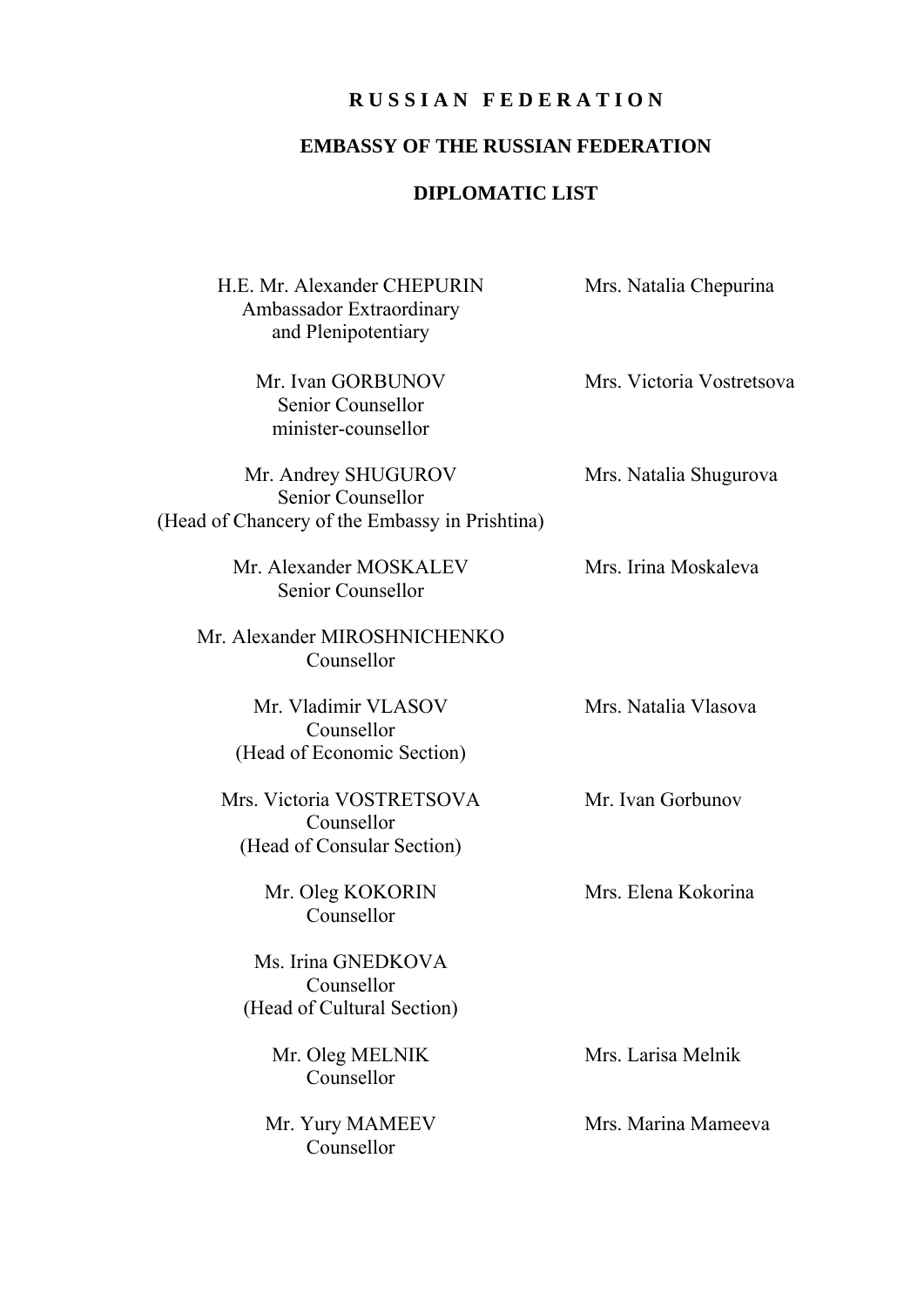# R U S S I A N   F E D E R A T I O N

## EMBASSY OF THE RUSSIAN FEDERATION

## DIPLOMATIC LIST

| | |
|---|---|
| H.E. Mr. Alexander CHEPURIN<br>Ambassador Extraordinary<br>and Plenipotentiary | Mrs. Natalia Chepurina |
| Mr. Ivan GORBUNOV<br>Senior Counsellor<br>minister-counsellor | Mrs. Victoria Vostretsova |
| Mr. Andrey SHUGUROV<br>Senior Counsellor<br>(Head of Chancery of the Embassy in Prishtina) | Mrs. Natalia Shugurova |
| Mr. Alexander MOSKALEV<br>Senior Counsellor | Mrs. Irina Moskaleva |
| Mr. Alexander MIROSHNICHENKO<br>Counsellor | |
| Mr. Vladimir VLASOV<br>Counsellor<br>(Head of Economic Section) | Mrs. Natalia Vlasova |
| Mrs. Victoria VOSTRETSOVA<br>Counsellor<br>(Head of Consular Section) | Mr. Ivan Gorbunov |
| Mr. Oleg KOKORIN<br>Counsellor | Mrs. Elena Kokorina |
| Ms. Irina GNEDKOVA<br>Counsellor<br>(Head of Cultural Section) | |
| Mr. Oleg MELNIK<br>Counsellor | Mrs. Larisa Melnik |
| Mr. Yury MAMEEV<br>Counsellor | Mrs. Marina Mameeva |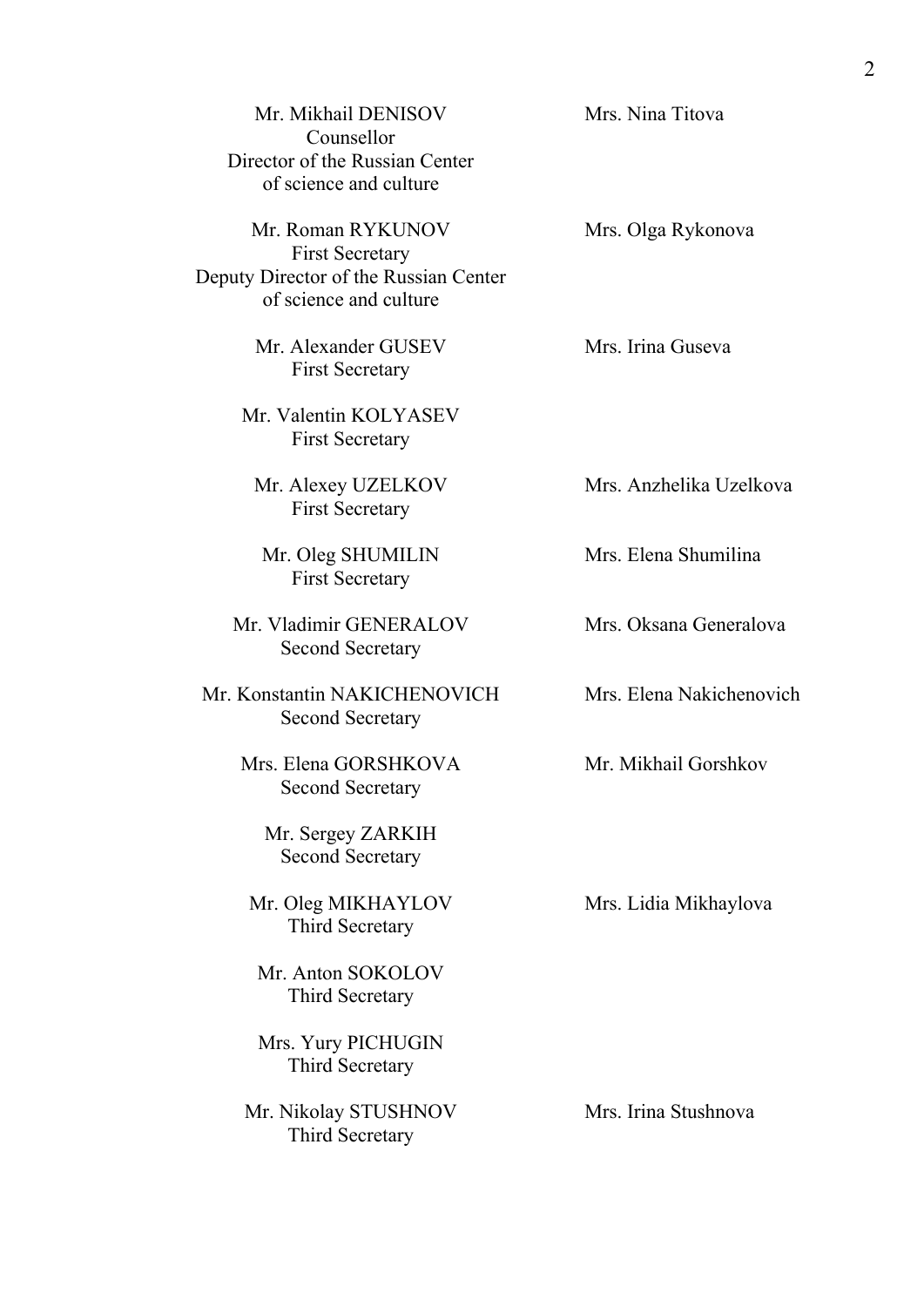| | |
|---|---|
| Mr. Mikhail DENISOV<br>Counsellor<br>Director of the Russian Center of science and culture | Mrs. Nina Titova |
| Mr. Roman RYKUNOV<br>First Secretary<br>Deputy Director of the Russian Center of science and culture | Mrs. Olga Rykonova |
| Mr. Alexander GUSEV<br>First Secretary | Mrs. Irina Guseva |
| Mr. Valentin KOLYASEV<br>First Secretary | |
| Mr. Alexey UZELKOV<br>First Secretary | Mrs. Anzhelika Uzelkova |
| Mr. Oleg SHUMILIN<br>First Secretary | Mrs. Elena Shumilina |
| Mr. Vladimir GENERALOV<br>Second Secretary | Mrs. Oksana Generalova |
| Mr. Konstantin NAKICHENOVICH<br>Second Secretary | Mrs. Elena Nakichenovich |
| Mrs. Elena GORSHKOVA<br>Second Secretary | Mr. Mikhail Gorshkov |
| Mr. Sergey ZARKIH<br>Second Secretary | |
| Mr. Oleg MIKHAYLOV<br>Third Secretary | Mrs. Lidia Mikhaylova |
| Mr. Anton SOKOLOV<br>Third Secretary | |
| Mrs. Yury PICHUGIN<br>Third Secretary | |
| Mr. Nikolay STUSHNOV<br>Third Secretary | Mrs. Irina Stushnova |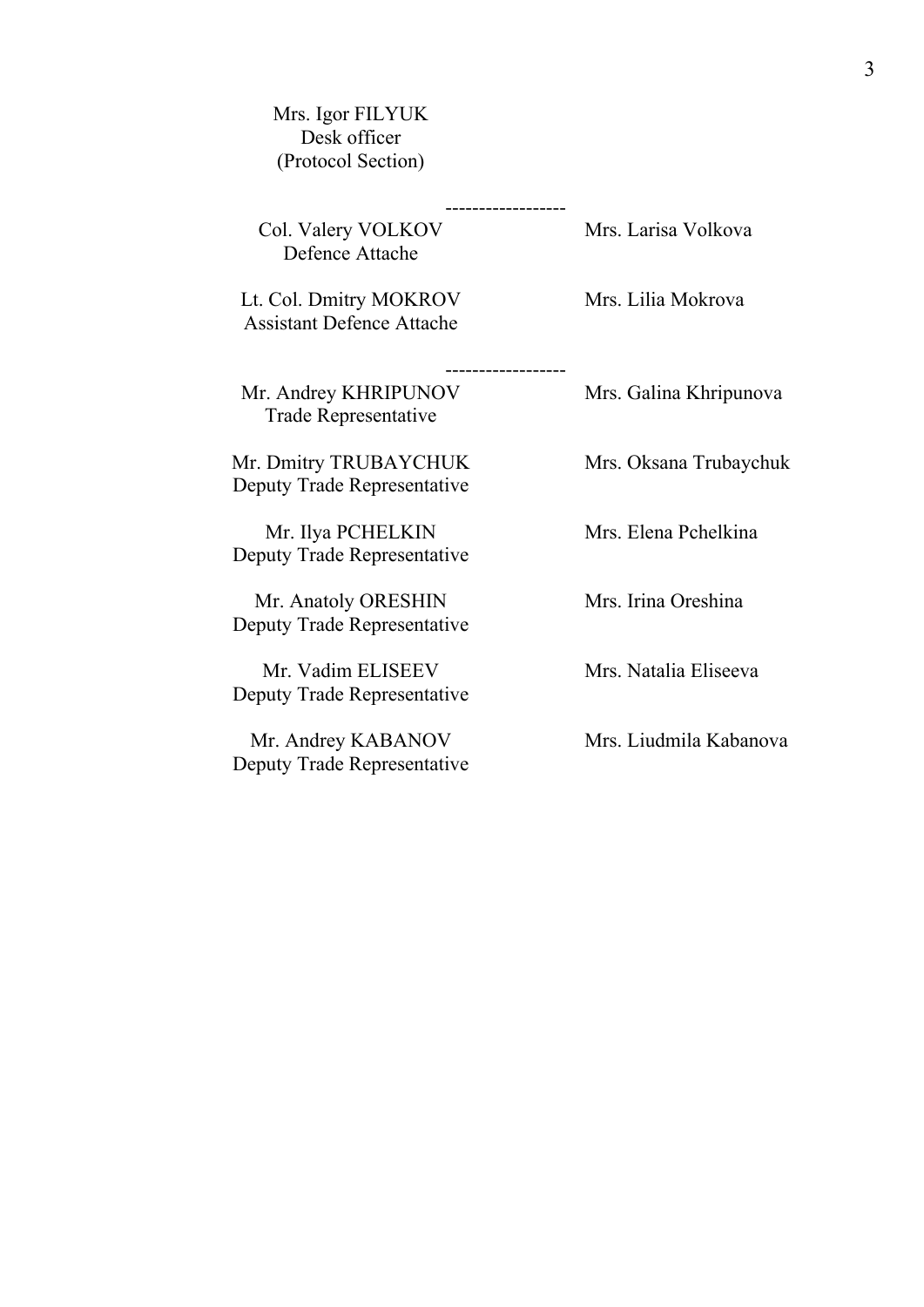Mrs. Igor FILYUK
Desk officer
(Protocol Section)

-----------------

| | |
|---|---|
| Col. Valery VOLKOV<br>Defence Attache | Mrs. Larisa Volkova |
| Lt. Col. Dmitry MOKROV<br>Assistant Defence Attache | Mrs. Lilia Mokrova |

-----------------

| | |
|---|---|
| Mr. Andrey KHRIPUNOV<br>Trade Representative | Mrs. Galina Khripunova |
| Mr. Dmitry TRUBAYCHUK<br>Deputy Trade Representative | Mrs. Oksana Trubaychuk |
| Mr. Ilya PCHELKIN<br>Deputy Trade Representative | Mrs. Elena Pchelkina |
| Mr. Anatoly ORESHIN<br>Deputy Trade Representative | Mrs. Irina Oreshina |
| Mr. Vadim ELISEEV<br>Deputy Trade Representative | Mrs. Natalia Eliseeva |
| Mr. Andrey KABANOV<br>Deputy Trade Representative | Mrs. Liudmila Kabanova |